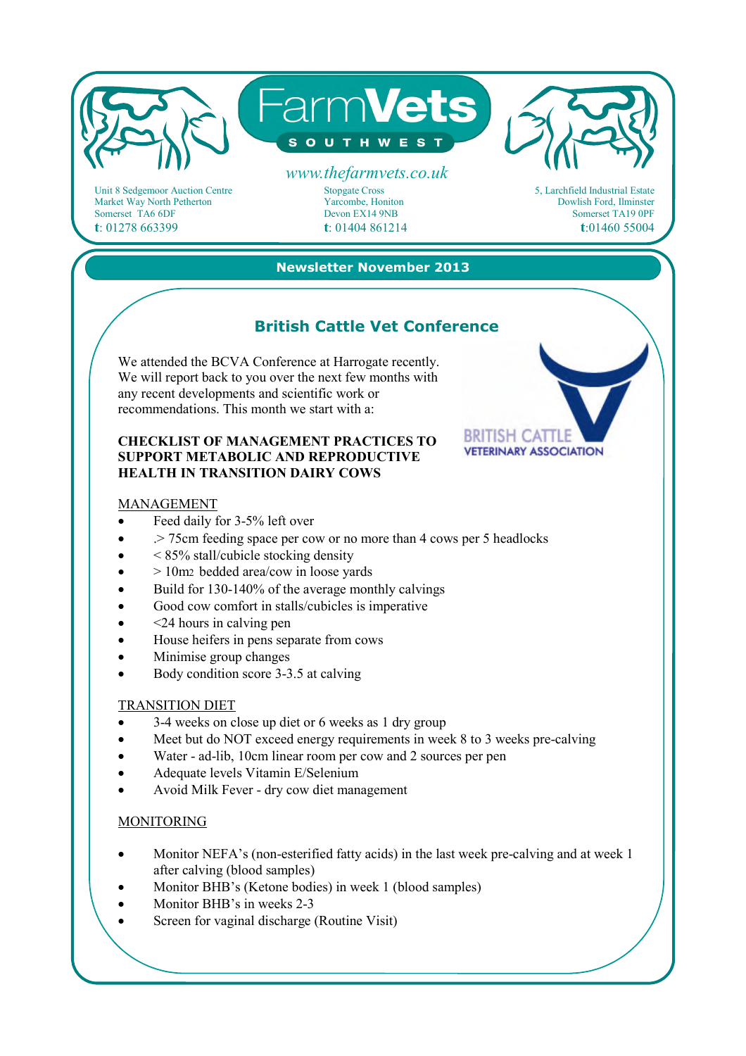# FarmVets SOUTHWEST

www.thefarmvets.co.uk

Unit 8 Sedgemoor Auction Centre
Market Way North Petherton
Somerset TA6 6DF
**t**: 01278 663399

Stopgate Cross
Yarcombe, Honiton
Devon EX14 9NB
**t**: 01404 861214

5, Larchfield Industrial Estate
Dowlish Ford, Ilminster
Somerset TA19 0PF
**t**:01460 55004

**Newsletter November 2013**

## British Cattle Vet Conference

BRITISH CATTLE VETERINARY ASSOCIATION

We attended the BCVA Conference at Harrogate recently. We will report back to you over the next few months with any recent developments and scientific work or recommendations. This month we start with a:

**CHECKLIST OF MANAGEMENT PRACTICES TO SUPPORT METABOLIC AND REPRODUCTIVE HEALTH IN TRANSITION DAIRY COWS**

MANAGEMENT

- Feed daily for 3-5% left over
- .> 75cm feeding space per cow or no more than 4 cows per 5 headlocks
- < 85% stall/cubicle stocking density
- > 10m2 bedded area/cow in loose yards
- Build for 130-140% of the average monthly calvings
- Good cow comfort in stalls/cubicles is imperative
- <24 hours in calving pen
- House heifers in pens separate from cows
- Minimise group changes
- Body condition score 3-3.5 at calving

TRANSITION DIET

- 3-4 weeks on close up diet or 6 weeks as 1 dry group
- Meet but do NOT exceed energy requirements in week 8 to 3 weeks pre-calving
- Water - ad-lib, 10cm linear room per cow and 2 sources per pen
- Adequate levels Vitamin E/Selenium
- Avoid Milk Fever - dry cow diet management

MONITORING

- Monitor NEFA's (non-esterified fatty acids) in the last week pre-calving and at week 1 after calving (blood samples)
- Monitor BHB's (Ketone bodies) in week 1 (blood samples)
- Monitor BHB's in weeks 2-3
- Screen for vaginal discharge (Routine Visit)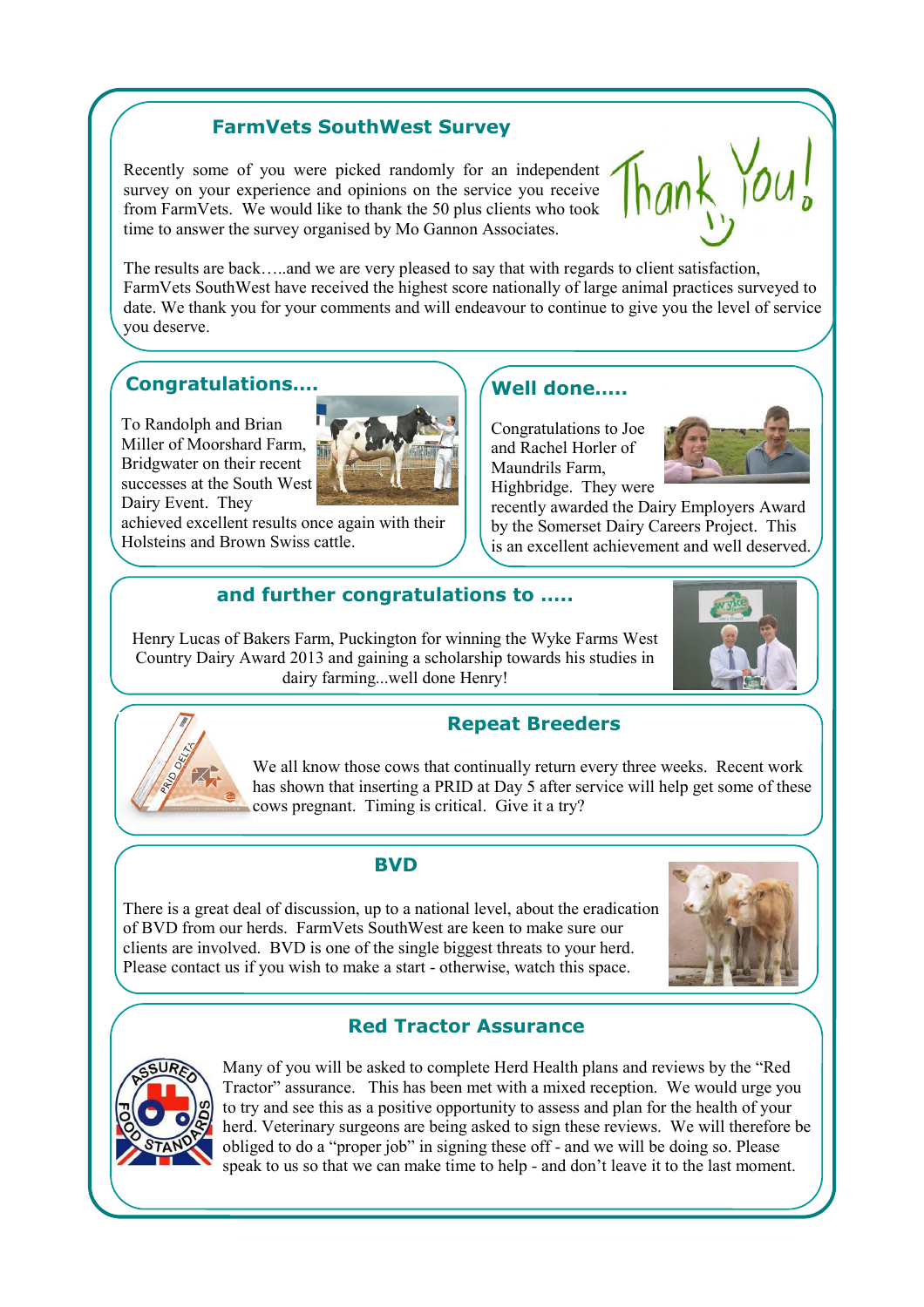## FarmVets SouthWest Survey

Recently some of you were picked randomly for an independent survey on your experience and opinions on the service you receive from FarmVets. We would like to thank the 50 plus clients who took time to answer the survey organised by Mo Gannon Associates.

The results are back…..and we are very pleased to say that with regards to client satisfaction, FarmVets SouthWest have received the highest score nationally of large animal practices surveyed to date. We thank you for your comments and will endeavour to continue to give you the level of service you deserve.

## Congratulations....

To Randolph and Brian Miller of Moorshard Farm, Bridgwater on their recent successes at the South West Dairy Event. They achieved excellent results once again with their Holsteins and Brown Swiss cattle.

## Well done.....

Congratulations to Joe and Rachel Horler of Maundrils Farm, Highbridge. They were recently awarded the Dairy Employers Award by the Somerset Dairy Careers Project. This is an excellent achievement and well deserved.

## and further congratulations to .....

Henry Lucas of Bakers Farm, Puckington for winning the Wyke Farms West Country Dairy Award 2013 and gaining a scholarship towards his studies in dairy farming...well done Henry!

## Repeat Breeders

We all know those cows that continually return every three weeks. Recent work has shown that inserting a PRID at Day 5 after service will help get some of these cows pregnant. Timing is critical. Give it a try?

## BVD

There is a great deal of discussion, up to a national level, about the eradication of BVD from our herds. FarmVets SouthWest are keen to make sure our clients are involved. BVD is one of the single biggest threats to your herd. Please contact us if you wish to make a start - otherwise, watch this space.

## Red Tractor Assurance

Many of you will be asked to complete Herd Health plans and reviews by the "Red Tractor" assurance. This has been met with a mixed reception. We would urge you to try and see this as a positive opportunity to assess and plan for the health of your herd. Veterinary surgeons are being asked to sign these reviews. We will therefore be obliged to do a "proper job" in signing these off - and we will be doing so. Please speak to us so that we can make time to help - and don't leave it to the last moment.